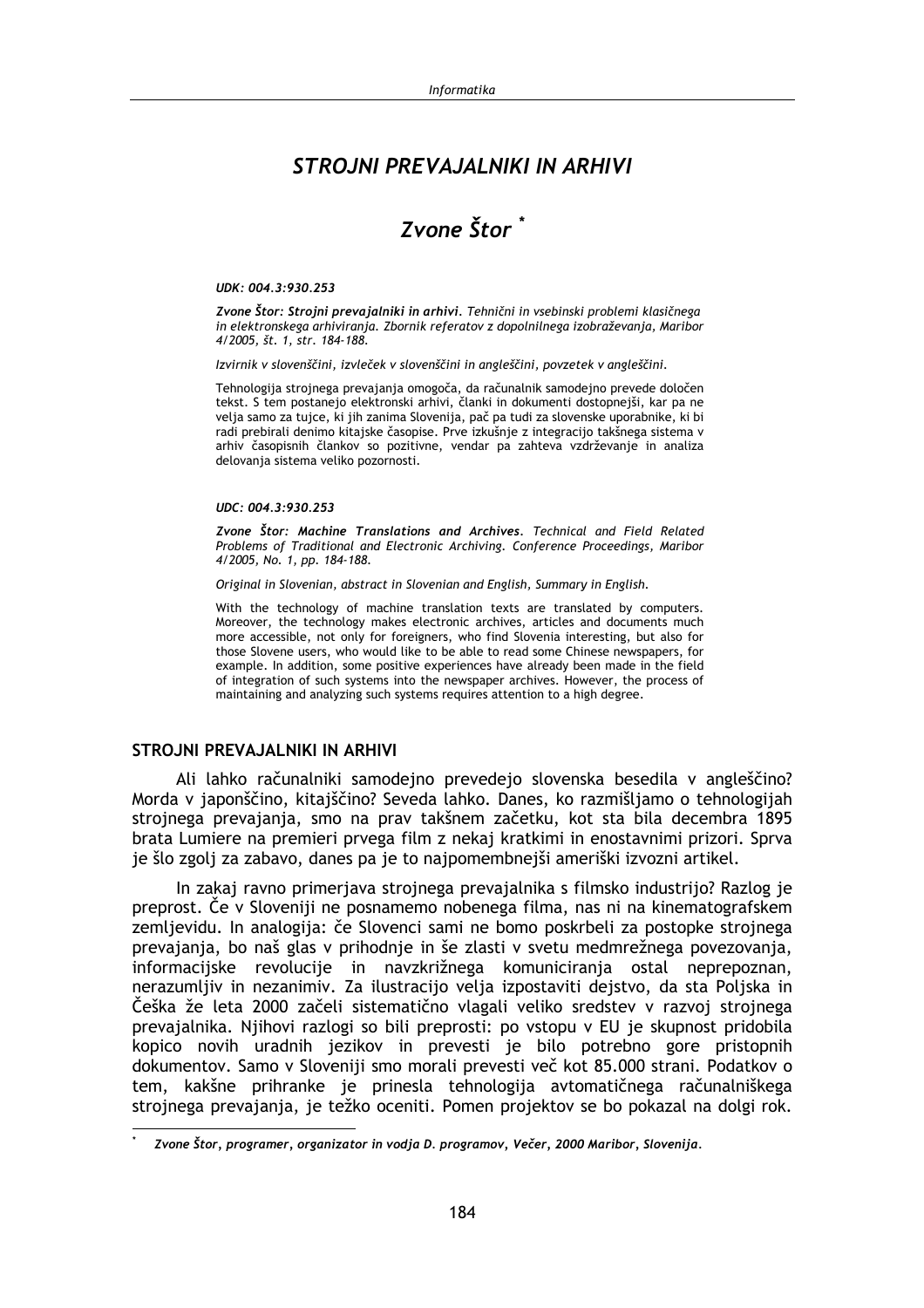# STROJNI PREVAJALNIKI IN ARHIVI

## *Zvone Štor* *

***UDK: 004.3:930.253***

***Zvone Štor: Strojni prevajalniki in arhivi.** Tehnični in vsebinski problemi klasičnega in elektronskega arhiviranja. Zbornik referatov z dopolnilnega izobraževanja, Maribor 4/2005, št. 1, str. 184-188.*

*Izvirnik v slovenščini, izvleček v slovenščini in angleščini, povzetek v angleščini.*

Tehnologija strojnega prevajanja omogoča, da računalnik samodejno prevede določen tekst. S tem postanejo elektronski arhivi, članki in dokumenti dostopnejši, kar pa ne velja samo za tujce, ki jih zanima Slovenija, pač pa tudi za slovenske uporabnike, ki bi radi prebirali denimo kitajske časopise. Prve izkušnje z integracijo takšnega sistema v arhiv časopisnih člankov so pozitivne, vendar pa zahteva vzdrževanje in analiza delovanja sistema veliko pozornosti.

***UDC: 004.3:930.253***

***Zvone Štor: Machine Translations and Archives.** Technical and Field Related Problems of Traditional and Electronic Archiving. Conference Proceedings, Maribor 4/2005, No. 1, pp. 184-188.*

*Original in Slovenian, abstract in Slovenian and English, Summary in English.*

With the technology of machine translation texts are translated by computers. Moreover, the technology makes electronic archives, articles and documents much more accessible, not only for foreigners, who find Slovenia interesting, but also for those Slovene users, who would like to be able to read some Chinese newspapers, for example. In addition, some positive experiences have already been made in the field of integration of such systems into the newspaper archives. However, the process of maintaining and analyzing such systems requires attention to a high degree.

### STROJNI PREVAJALNIKI IN ARHIVI

Ali lahko računalniki samodejno prevedejo slovenska besedila v angleščino? Morda v japonščino, kitajščino? Seveda lahko. Danes, ko razmišljamo o tehnologijah strojnega prevajanja, smo na prav takšnem začetku, kot sta bila decembra 1895 brata Lumiere na premieri prvega film z nekaj kratkimi in enostavnimi prizori. Sprva je šlo zgolj za zabavo, danes pa je to najpomembnejši ameriški izvozni artikel.

In zakaj ravno primerjava strojnega prevajalnika s filmsko industrijo? Razlog je preprost. Če v Sloveniji ne posnamemo nobenega filma, nas ni na kinematografskem zemljevidu. In analogija: če Slovenci sami ne bomo poskrbeli za postopke strojnega prevajanja, bo naš glas v prihodnje in še zlasti v svetu medmrežnega povezovanja, informacijske revolucije in navzkrižnega komuniciranja ostal neprepoznan, nerazumljiv in nezanimiv. Za ilustracijo velja izpostaviti dejstvo, da sta Poljska in Češka že leta 2000 začeli sistematično vlagali veliko sredstev v razvoj strojnega prevajalnika. Njihovi razlogi so bili preprosti: po vstopu v EU je skupnost pridobila kopico novih uradnih jezikov in prevesti je bilo potrebno gore pristopnih dokumentov. Samo v Sloveniji smo morali prevesti več kot 85.000 strani. Podatkov o tem, kakšne prihranke je prinesla tehnologija avtomatičnega računalniškega strojnega prevajanja, je težko oceniti. Pomen projektov se bo pokazal na dolgi rok.

---

\* ***Zvone Štor, programer, organizator in vodja D. programov, Večer, 2000 Maribor, Slovenija.***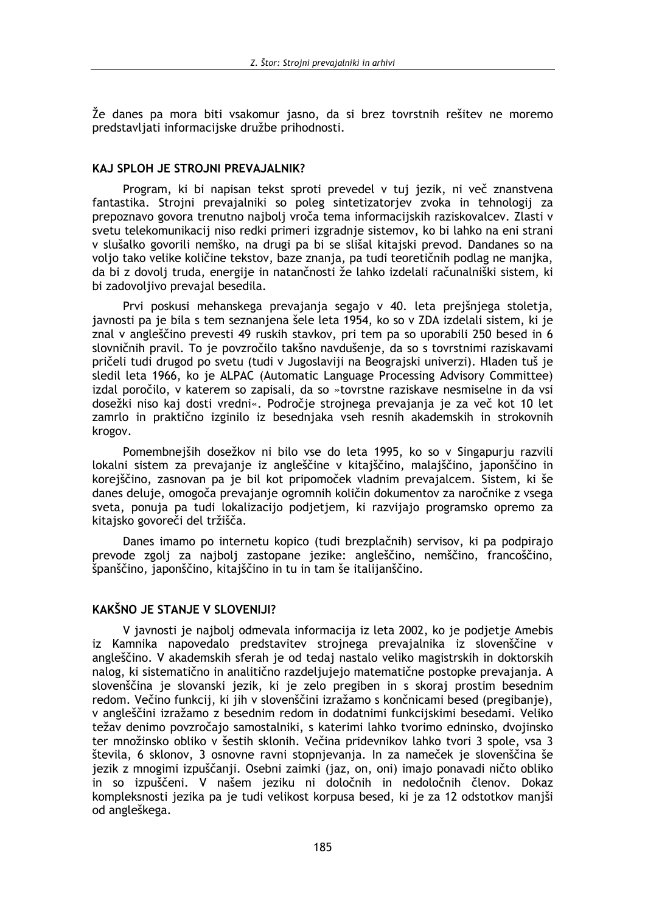Že danes pa mora biti vsakomur jasno, da si brez tovrstnih rešitev ne moremo predstavljati informacijske družbe prihodnosti.

## KAJ SPLOH JE STROJNI PREVAJALNIK?

Program, ki bi napisan tekst sproti prevedel v tuj jezik, ni več znanstvena fantastika. Strojni prevajalniki so poleg sintetizatorjev zvoka in tehnologij za prepoznavo govora trenutno najbolj vroča tema informacijskih raziskovalcev. Zlasti v svetu telekomunikacij niso redki primeri izgradnje sistemov, ko bi lahko na eni strani v slušalko govorili nemško, na drugi pa bi se slišal kitajski prevod. Dandanes so na voljo tako velike količine tekstov, baze znanja, pa tudi teoretičnih podlag ne manjka, da bi z dovolj truda, energije in natančnosti že lahko izdelali računalniški sistem, ki bi zadovoljivo prevajal besedila.

Prvi poskusi mehanskega prevajanja segajo v 40. leta prejšnjega stoletja, javnosti pa je bila s tem seznanjena šele leta 1954, ko so v ZDA izdelali sistem, ki je znal v angleščino prevesti 49 ruskih stavkov, pri tem pa so uporabili 250 besed in 6 slovničnih pravil. To je povzročilo takšno navdušenje, da so s tovrstnimi raziskavami pričeli tudi drugod po svetu (tudi v Jugoslaviji na Beograjski univerzi). Hladen tuš je sledil leta 1966, ko je ALPAC (Automatic Language Processing Advisory Committee) izdal poročilo, v katerem so zapisali, da so »tovrstne raziskave nesmiselne in da vsi dosežki niso kaj dosti vredni«. Področje strojnega prevajanja je za več kot 10 let zamrlo in praktično izginilo iz besednjaka vseh resnih akademskih in strokovnih krogov.

Pomembnejših dosežkov ni bilo vse do leta 1995, ko so v Singapurju razvili lokalni sistem za prevajanje iz angleščine v kitajščino, malajščino, japonščino in korejščino, zasnovan pa je bil kot pripomoček vladnim prevajalcem. Sistem, ki še danes deluje, omogoča prevajanje ogromnih količin dokumentov za naročnike z vsega sveta, ponuja pa tudi lokalizacijo podjetjem, ki razvijajo programsko opremo za kitajsko govoreči del tržišča.

Danes imamo po internetu kopico (tudi brezplačnih) servisov, ki pa podpirajo prevode zgolj za najbolj zastopane jezike: angleščino, nemščino, francoščino, španščino, japonščino, kitajščino in tu in tam še italijanščino.

## KAKŠNO JE STANJE V SLOVENIJI?

V javnosti je najbolj odmevala informacija iz leta 2002, ko je podjetje Amebis iz Kamnika napovedalo predstavitev strojnega prevajalnika iz slovenščine v angleščino. V akademskih sferah je od tedaj nastalo veliko magistrskih in doktorskih nalog, ki sistematično in analitično razdeljujejo matematične postopke prevajanja. A slovenščina je slovanski jezik, ki je zelo pregiben in s skoraj prostim besednim redom. Večino funkcij, ki jih v slovenščini izražamo s končnicami besed (pregibanje), v angleščini izražamo z besednim redom in dodatnimi funkcijskimi besedami. Veliko težav denimo povzročajo samostalniki, s katerimi lahko tvorimo edninsko, dvojinsko ter množinsko obliko v šestih sklonih. Večina pridevnikov lahko tvori 3 spole, vsa 3 števila, 6 sklonov, 3 osnovne ravni stopnjevanja. In za nameček je slovenščina še jezik z mnogimi izpuščanji. Osebni zaimki (jaz, on, oni) imajo ponavadi ničto obliko in so izpuščeni. V našem jeziku ni določnih in nedoločnih členov. Dokaz kompleksnosti jezika pa je tudi velikost korpusa besed, ki je za 12 odstotkov manjši od angleškega.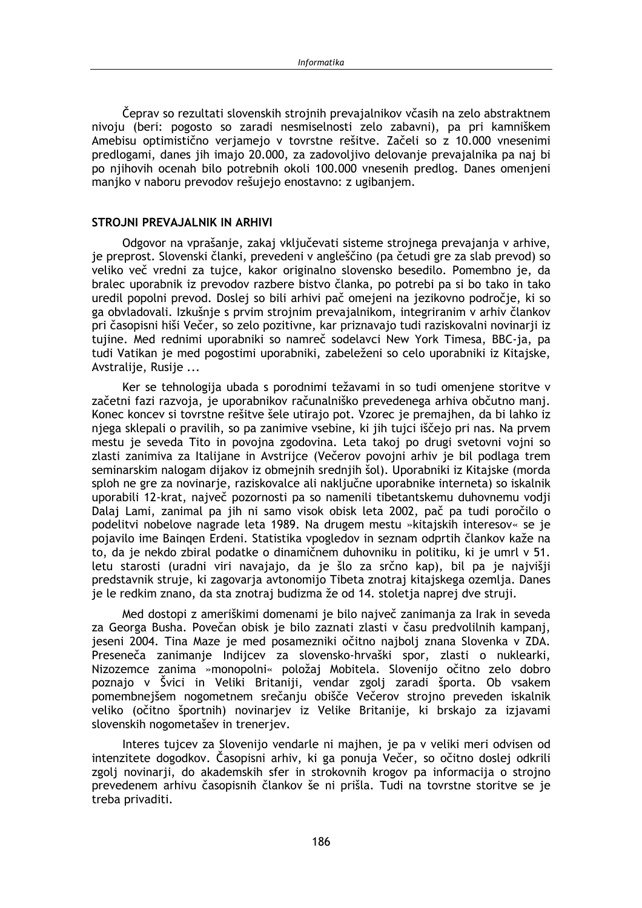Čeprav so rezultati slovenskih strojnih prevajalnikov včasih na zelo abstraktnem nivoju (beri: pogosto so zaradi nesmiselnosti zelo zabavni), pa pri kamniškem Amebisu optimistično verjamejo v tovrstne rešitve. Začeli so z 10.000 vnesenimi predlogami, danes jih imajo 20.000, za zadovoljivo delovanje prevajalnika pa naj bi po njihovih ocenah bilo potrebnih okoli 100.000 vnesenih predlog. Danes omenjeni manjko v naboru prevodov rešujejo enostavno: z ugibanjem.

## STROJNI PREVAJALNIK IN ARHIVI

Odgovor na vprašanje, zakaj vključevati sisteme strojnega prevajanja v arhive, je preprost. Slovenski članki, prevedeni v angleščino (pa četudi gre za slab prevod) so veliko več vredni za tujce, kakor originalno slovensko besedilo. Pomembno je, da bralec uporabnik iz prevodov razbere bistvo članka, po potrebi pa si bo tako in tako uredil popolni prevod. Doslej so bili arhivi pač omejeni na jezikovno področje, ki so ga obvladovali. Izkušnje s prvim strojnim prevajalnikom, integriranim v arhiv člankov pri časopisni hiši Večer, so zelo pozitivne, kar priznavajo tudi raziskovalni novinarji iz tujine. Med rednimi uporabniki so namreč sodelavci New York Timesa, BBC-ja, pa tudi Vatikan je med pogostimi uporabniki, zabeleženi so celo uporabniki iz Kitajske, Avstralije, Rusije ...

Ker se tehnologija ubada s porodnimi težavami in so tudi omenjene storitve v začetni fazi razvoja, je uporabnikov računalniško prevedenega arhiva občutno manj. Konec koncev si tovrstne rešitve šele utirajo pot. Vzorec je premajhen, da bi lahko iz njega sklepali o pravilih, so pa zanimive vsebine, ki jih tujci iščejo pri nas. Na prvem mestu je seveda Tito in povojna zgodovina. Leta takoj po drugi svetovni vojni so zlasti zanimiva za Italijane in Avstrijce (Večerov povojni arhiv je bil podlaga trem seminarskim nalogam dijakov iz obmejnih srednjih šol). Uporabniki iz Kitajske (morda sploh ne gre za novinarje, raziskovalce ali naključne uporabnike interneta) so iskalnik uporabili 12-krat, največ pozornosti pa so namenili tibetantskemu duhovnemu vodji Dalaj Lami, zanimal pa jih ni samo visok obisk leta 2002, pač pa tudi poročilo o podelitvi nobelove nagrade leta 1989. Na drugem mestu »kitajskih interesov« se je pojavilo ime Bainqen Erdeni. Statistika vpogledov in seznam odprtih člankov kaže na to, da je nekdo zbiral podatke o dinamičnem duhovniku in politiku, ki je umrl v 51. letu starosti (uradni viri navajajo, da je šlo za srčno kap), bil pa je najvišji predstavnik struje, ki zagovarja avtonomijo Tibeta znotraj kitajskega ozemlja. Danes je le redkim znano, da sta znotraj budizma že od 14. stoletja naprej dve struji.

Med dostopi z ameriškimi domenami je bilo največ zanimanja za Irak in seveda za Georga Busha. Povečan obisk je bilo zaznati zlasti v času predvolilnih kampanj, jeseni 2004. Tina Maze je med posamezniki očitno najbolj znana Slovenka v ZDA. Preseneča zanimanje Indijcev za slovensko-hrvaški spor, zlasti o nuklearki, Nizozemce zanima »monopolni« položaj Mobitela. Slovenijo očitno zelo dobro poznajo v Švici in Veliki Britaniji, vendar zgolj zaradi športa. Ob vsakem pomembnejšem nogometnem srečanju obišče Večerov strojno preveden iskalnik veliko (očitno športnih) novinarjev iz Velike Britanije, ki brskajo za izjavami slovenskih nogometašev in trenerjev.

Interes tujcev za Slovenijo vendarle ni majhen, je pa v veliki meri odvisen od intenzitete dogodkov. Časopisni arhiv, ki ga ponuja Večer, so očitno doslej odkrili zgolj novinarji, do akademskih sfer in strokovnih krogov pa informacija o strojno prevedenem arhivu časopisnih člankov še ni prišla. Tudi na tovrstne storitve se je treba privaditi.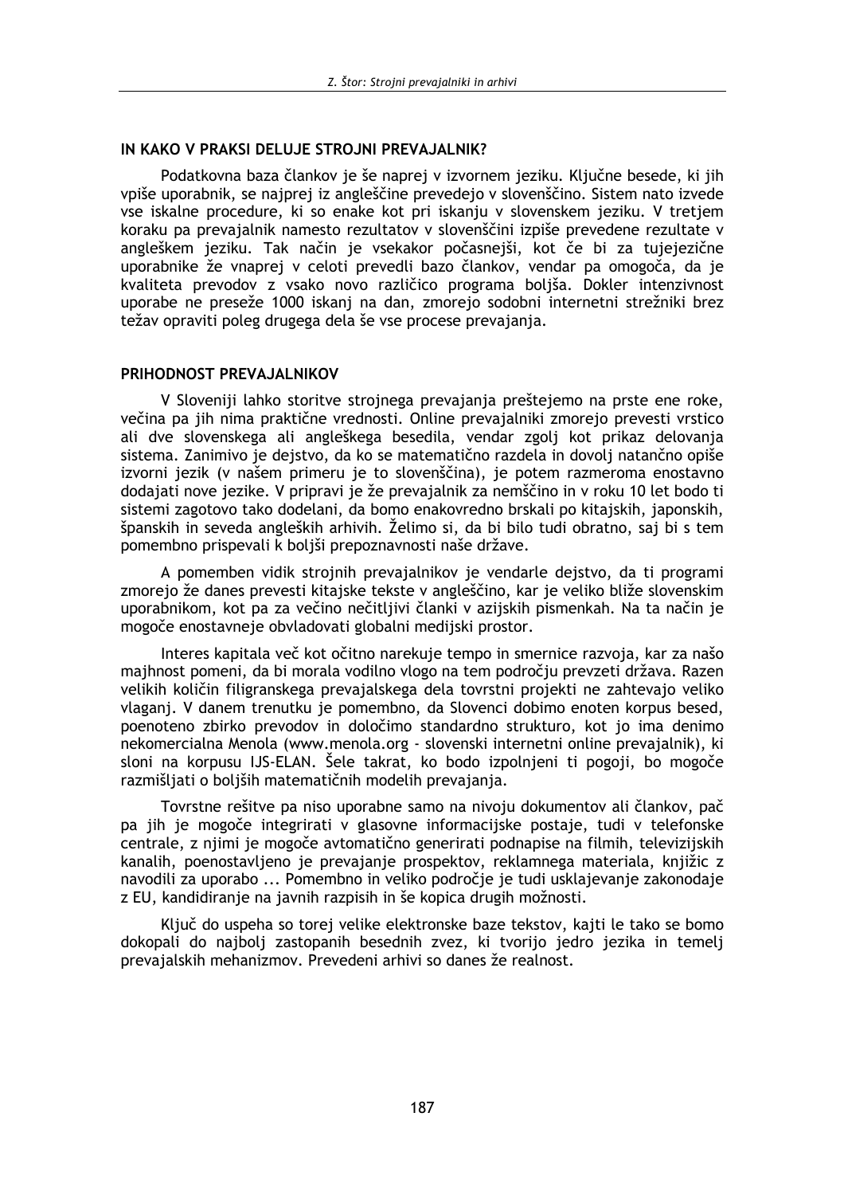## IN KAKO V PRAKSI DELUJE STROJNI PREVAJALNIK?

Podatkovna baza člankov je še naprej v izvornem jeziku. Ključne besede, ki jih vpiše uporabnik, se najprej iz angleščine prevedejo v slovenščino. Sistem nato izvede vse iskalne procedure, ki so enake kot pri iskanju v slovenskem jeziku. V tretjem koraku pa prevajalnik namesto rezultatov v slovenščini izpiše prevedene rezultate v angleškem jeziku. Tak način je vsekakor počasnejši, kot če bi za tujejezične uporabnike že vnaprej v celoti prevedli bazo člankov, vendar pa omogoča, da je kvaliteta prevodov z vsako novo različico programa boljša. Dokler intenzivnost uporabe ne preseže 1000 iskanj na dan, zmorejo sodobni internetni strežniki brez težav opraviti poleg drugega dela še vse procese prevajanja.

## PRIHODNOST PREVAJALNIKOV

V Sloveniji lahko storitve strojnega prevajanja preštejemo na prste ene roke, večina pa jih nima praktične vrednosti. Online prevajalniki zmorejo prevesti vrstico ali dve slovenskega ali angleškega besedila, vendar zgolj kot prikaz delovanja sistema. Zanimivo je dejstvo, da ko se matematično razdela in dovolj natančno opiše izvorni jezik (v našem primeru je to slovenščina), je potem razmeroma enostavno dodajati nove jezike. V pripravi je že prevajalnik za nemščino in v roku 10 let bodo ti sistemi zagotovo tako dodelani, da bomo enakovredno brskali po kitajskih, japonskih, španskih in seveda angleških arhivih. Želimo si, da bi bilo tudi obratno, saj bi s tem pomembno prispevali k boljši prepoznavnosti naše države.

A pomemben vidik strojnih prevajalnikov je vendarle dejstvo, da ti programi zmorejo že danes prevesti kitajske tekste v angleščino, kar je veliko bliže slovenskim uporabnikom, kot pa za večino nečitljivi članki v azijskih pismenkah. Na ta način je mogoče enostavneje obvladovati globalni medijski prostor.

Interes kapitala več kot očitno narekuje tempo in smernice razvoja, kar za našo majhnost pomeni, da bi morala vodilno vlogo na tem področju prevzeti država. Razen velikih količin filigranskega prevajalskega dela tovrstni projekti ne zahtevajo veliko vlaganj. V danem trenutku je pomembno, da Slovenci dobimo enoten korpus besed, poenoteno zbirko prevodov in določimo standardno strukturo, kot jo ima denimo nekomercialna Menola (www.menola.org - slovenski internetni online prevajalnik), ki sloni na korpusu IJS-ELAN. Šele takrat, ko bodo izpolnjeni ti pogoji, bo mogoče razmišljati o boljših matematičnih modelih prevajanja.

Tovrstne rešitve pa niso uporabne samo na nivoju dokumentov ali člankov, pač pa jih je mogoče integrirati v glasovne informacijske postaje, tudi v telefonske centrale, z njimi je mogoče avtomatično generirati podnapise na filmih, televizijskih kanalih, poenostavljeno je prevajanje prospektov, reklamnega materiala, knjižic z navodili za uporabo ... Pomembno in veliko področje je tudi usklajevanje zakonodaje z EU, kandidiranje na javnih razpisih in še kopica drugih možnosti.

Ključ do uspeha so torej velike elektronske baze tekstov, kajti le tako se bomo dokopali do najbolj zastopanih besednih zvez, ki tvorijo jedro jezika in temelj prevajalskih mehanizmov. Prevedeni arhivi so danes že realnost.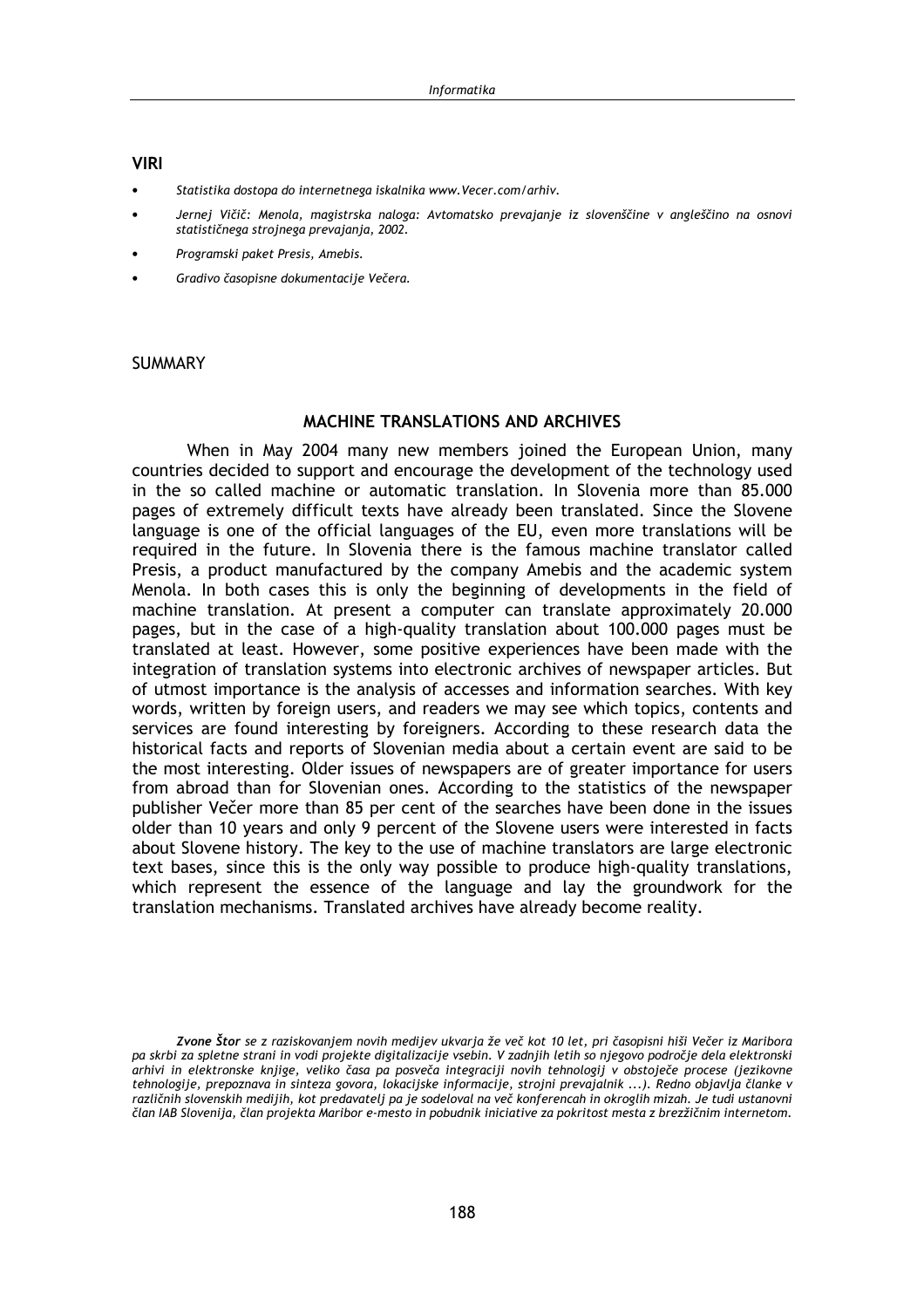## VIRI

- *Statistika dostopa do internetnega iskalnika www.Vecer.com/arhiv.*
- *Jernej Vičič: Menola, magistrska naloga: Avtomatsko prevajanje iz slovenščine v angleščino na osnovi statističnega strojnega prevajanja, 2002.*
- *Programski paket Presis, Amebis.*
- *Gradivo časopisne dokumentacije Večera.*

## SUMMARY

### MACHINE TRANSLATIONS AND ARCHIVES

When in May 2004 many new members joined the European Union, many countries decided to support and encourage the development of the technology used in the so called machine or automatic translation. In Slovenia more than 85.000 pages of extremely difficult texts have already been translated. Since the Slovene language is one of the official languages of the EU, even more translations will be required in the future. In Slovenia there is the famous machine translator called Presis, a product manufactured by the company Amebis and the academic system Menola. In both cases this is only the beginning of developments in the field of machine translation. At present a computer can translate approximately 20.000 pages, but in the case of a high-quality translation about 100.000 pages must be translated at least. However, some positive experiences have been made with the integration of translation systems into electronic archives of newspaper articles. But of utmost importance is the analysis of accesses and information searches. With key words, written by foreign users, and readers we may see which topics, contents and services are found interesting by foreigners. According to these research data the historical facts and reports of Slovenian media about a certain event are said to be the most interesting. Older issues of newspapers are of greater importance for users from abroad than for Slovenian ones. According to the statistics of the newspaper publisher Večer more than 85 per cent of the searches have been done in the issues older than 10 years and only 9 percent of the Slovene users were interested in facts about Slovene history. The key to the use of machine translators are large electronic text bases, since this is the only way possible to produce high-quality translations, which represent the essence of the language and lay the groundwork for the translation mechanisms. Translated archives have already become reality.

*__Zvone Štor__ se z raziskovanjem novih medijev ukvarja že več kot 10 let, pri časopisni hiši Večer iz Maribora pa skrbi za spletne strani in vodi projekte digitalizacije vsebin. V zadnjih letih so njegovo področje dela elektronski arhivi in elektronske knjige, veliko časa pa posveča integraciji novih tehnologij v obstoječe procese (jezikovne tehnologije, prepoznava in sinteza govora, lokacijske informacije, strojni prevajalnik ...). Redno objavlja članke v različnih slovenskih medijih, kot predavatelj pa je sodeloval na več konferencah in okroglih mizah. Je tudi ustanovni član IAB Slovenija, član projekta Maribor e-mesto in pobudnik iniciative za pokritost mesta z brezžičnim internetom.*